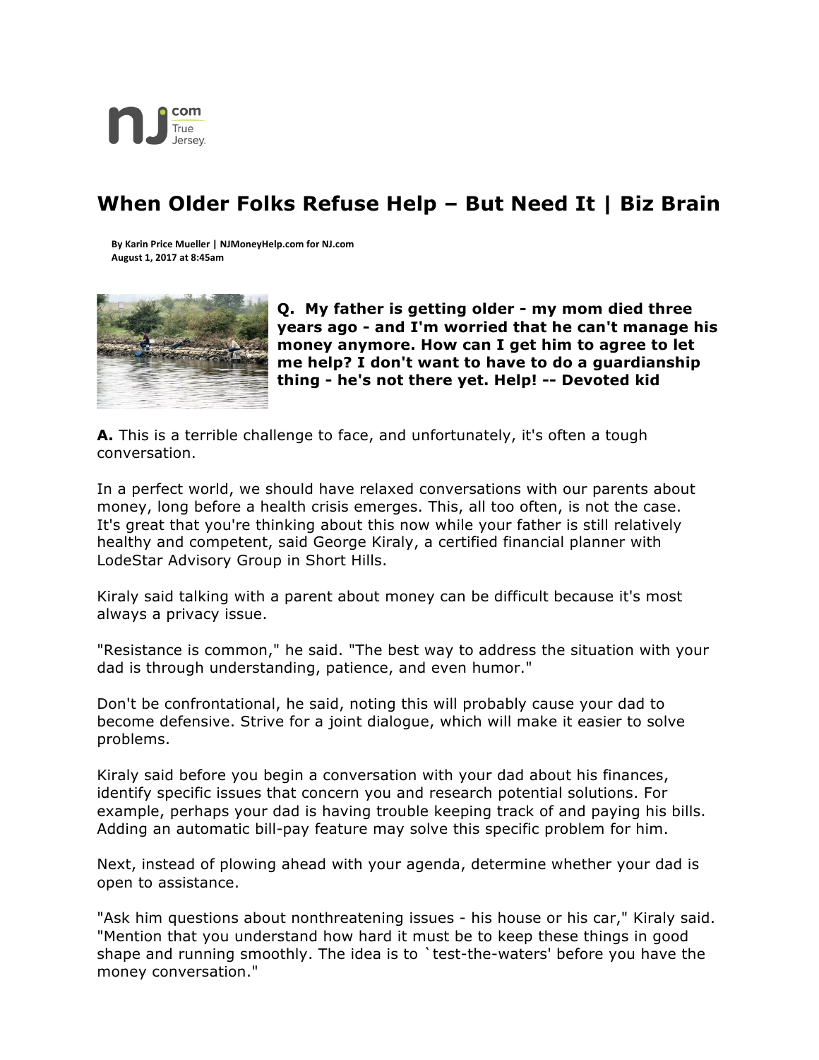# When Older Folks Refuse Help – But Need It | Biz Brain

**By Karin Price Mueller | NJMoneyHelp.com for NJ.com**
**August 1, 2017 at 8:45am**

**Q. My father is getting older - my mom died three years ago - and I'm worried that he can't manage his money anymore. How can I get him to agree to let me help? I don't want to have to do a guardianship thing - he's not there yet. Help! -- Devoted kid**

**A.** This is a terrible challenge to face, and unfortunately, it's often a tough conversation.

In a perfect world, we should have relaxed conversations with our parents about money, long before a health crisis emerges. This, all too often, is not the case. It's great that you're thinking about this now while your father is still relatively healthy and competent, said George Kiraly, a certified financial planner with LodeStar Advisory Group in Short Hills.

Kiraly said talking with a parent about money can be difficult because it's most always a privacy issue.

"Resistance is common," he said. "The best way to address the situation with your dad is through understanding, patience, and even humor."

Don't be confrontational, he said, noting this will probably cause your dad to become defensive. Strive for a joint dialogue, which will make it easier to solve problems.

Kiraly said before you begin a conversation with your dad about his finances, identify specific issues that concern you and research potential solutions. For example, perhaps your dad is having trouble keeping track of and paying his bills. Adding an automatic bill-pay feature may solve this specific problem for him.

Next, instead of plowing ahead with your agenda, determine whether your dad is open to assistance.

"Ask him questions about nonthreatening issues - his house or his car," Kiraly said. "Mention that you understand how hard it must be to keep these things in good shape and running smoothly. The idea is to `test-the-waters' before you have the money conversation."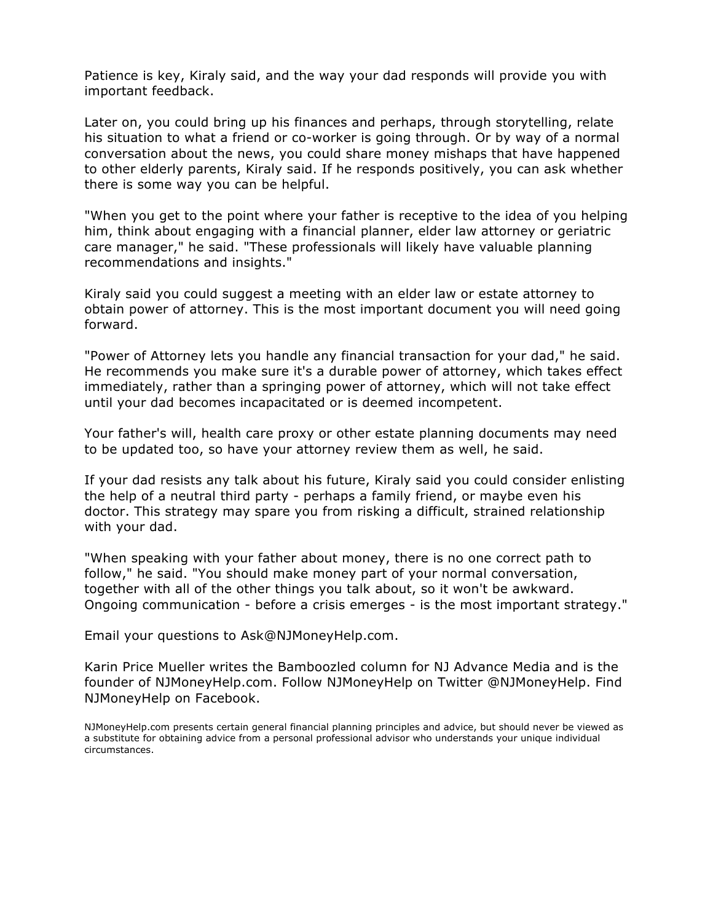Patience is key, Kiraly said, and the way your dad responds will provide you with important feedback.

Later on, you could bring up his finances and perhaps, through storytelling, relate his situation to what a friend or co-worker is going through. Or by way of a normal conversation about the news, you could share money mishaps that have happened to other elderly parents, Kiraly said. If he responds positively, you can ask whether there is some way you can be helpful.

"When you get to the point where your father is receptive to the idea of you helping him, think about engaging with a financial planner, elder law attorney or geriatric care manager," he said. "These professionals will likely have valuable planning recommendations and insights."

Kiraly said you could suggest a meeting with an elder law or estate attorney to obtain power of attorney. This is the most important document you will need going forward.

"Power of Attorney lets you handle any financial transaction for your dad," he said. He recommends you make sure it's a durable power of attorney, which takes effect immediately, rather than a springing power of attorney, which will not take effect until your dad becomes incapacitated or is deemed incompetent.

Your father's will, health care proxy or other estate planning documents may need to be updated too, so have your attorney review them as well, he said.

If your dad resists any talk about his future, Kiraly said you could consider enlisting the help of a neutral third party - perhaps a family friend, or maybe even his doctor. This strategy may spare you from risking a difficult, strained relationship with your dad.

"When speaking with your father about money, there is no one correct path to follow," he said. "You should make money part of your normal conversation, together with all of the other things you talk about, so it won't be awkward. Ongoing communication - before a crisis emerges - is the most important strategy."

Email your questions to Ask@NJMoneyHelp.com.

Karin Price Mueller writes the Bamboozled column for NJ Advance Media and is the founder of NJMoneyHelp.com. Follow NJMoneyHelp on Twitter @NJMoneyHelp. Find NJMoneyHelp on Facebook.

NJMoneyHelp.com presents certain general financial planning principles and advice, but should never be viewed as a substitute for obtaining advice from a personal professional advisor who understands your unique individual circumstances.